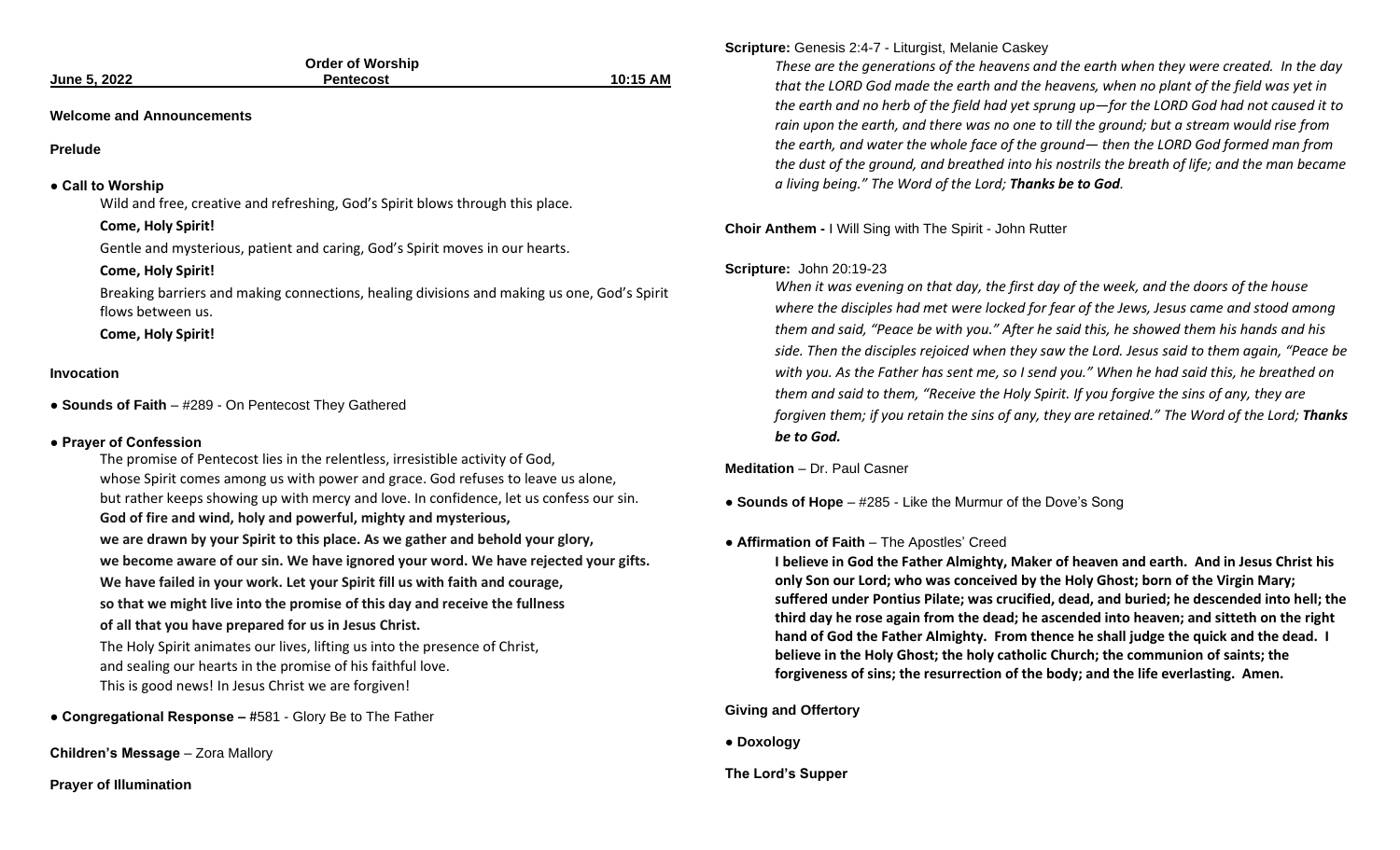**June 5, 2022** **Order of Worship** **Pentecost** **10:15 AM**

**Welcome and Announcements**

**Prelude**

**● Call to Worship**

Wild and free, creative and refreshing, God's Spirit blows through this place.

**Come, Holy Spirit!**

Gentle and mysterious, patient and caring, God's Spirit moves in our hearts.

**Come, Holy Spirit!**

Breaking barriers and making connections, healing divisions and making us one, God's Spirit flows between us.

**Come, Holy Spirit!**

**Invocation**

**● Sounds of Faith** – #289 - On Pentecost They Gathered

**● Prayer of Confession**

The promise of Pentecost lies in the relentless, irresistible activity of God,
whose Spirit comes among us with power and grace. God refuses to leave us alone,
but rather keeps showing up with mercy and love. In confidence, let us confess our sin.

**God of fire and wind, holy and powerful, mighty and mysterious,**
**we are drawn by your Spirit to this place. As we gather and behold your glory,**
**we become aware of our sin. We have ignored your word. We have rejected your gifts.**
**We have failed in your work. Let your Spirit fill us with faith and courage,**
**so that we might live into the promise of this day and receive the fullness**
**of all that you have prepared for us in Jesus Christ.**

The Holy Spirit animates our lives, lifting us into the presence of Christ,
and sealing our hearts in the promise of his faithful love.
This is good news! In Jesus Christ we are forgiven!

**● Congregational Response –** #581 - Glory Be to The Father

**Children's Message** – Zora Mallory

**Prayer of Illumination**

**Scripture:** Genesis 2:4-7 - Liturgist, Melanie Caskey

*These are the generations of the heavens and the earth when they were created. In the day that the LORD God made the earth and the heavens, when no plant of the field was yet in the earth and no herb of the field had yet sprung up—for the LORD God had not caused it to rain upon the earth, and there was no one to till the ground; but a stream would rise from the earth, and water the whole face of the ground— then the LORD God formed man from the dust of the ground, and breathed into his nostrils the breath of life; and the man became a living being." The Word of the Lord;* ***Thanks be to God.***

**Choir Anthem -** I Will Sing with The Spirit - John Rutter

**Scripture:** John 20:19-23

*When it was evening on that day, the first day of the week, and the doors of the house where the disciples had met were locked for fear of the Jews, Jesus came and stood among them and said, "Peace be with you." After he said this, he showed them his hands and his side. Then the disciples rejoiced when they saw the Lord. Jesus said to them again, "Peace be with you. As the Father has sent me, so I send you." When he had said this, he breathed on them and said to them, "Receive the Holy Spirit. If you forgive the sins of any, they are forgiven them; if you retain the sins of any, they are retained." The Word of the Lord;* ***Thanks be to God.***

**Meditation** – Dr. Paul Casner

**● Sounds of Hope** – #285 - Like the Murmur of the Dove's Song

**● Affirmation of Faith** – The Apostles' Creed

**I believe in God the Father Almighty, Maker of heaven and earth. And in Jesus Christ his only Son our Lord; who was conceived by the Holy Ghost; born of the Virgin Mary; suffered under Pontius Pilate; was crucified, dead, and buried; he descended into hell; the third day he rose again from the dead; he ascended into heaven; and sitteth on the right hand of God the Father Almighty. From thence he shall judge the quick and the dead. I believe in the Holy Ghost; the holy catholic Church; the communion of saints; the forgiveness of sins; the resurrection of the body; and the life everlasting. Amen.**

**Giving and Offertory**

**● Doxology**

**The Lord's Supper**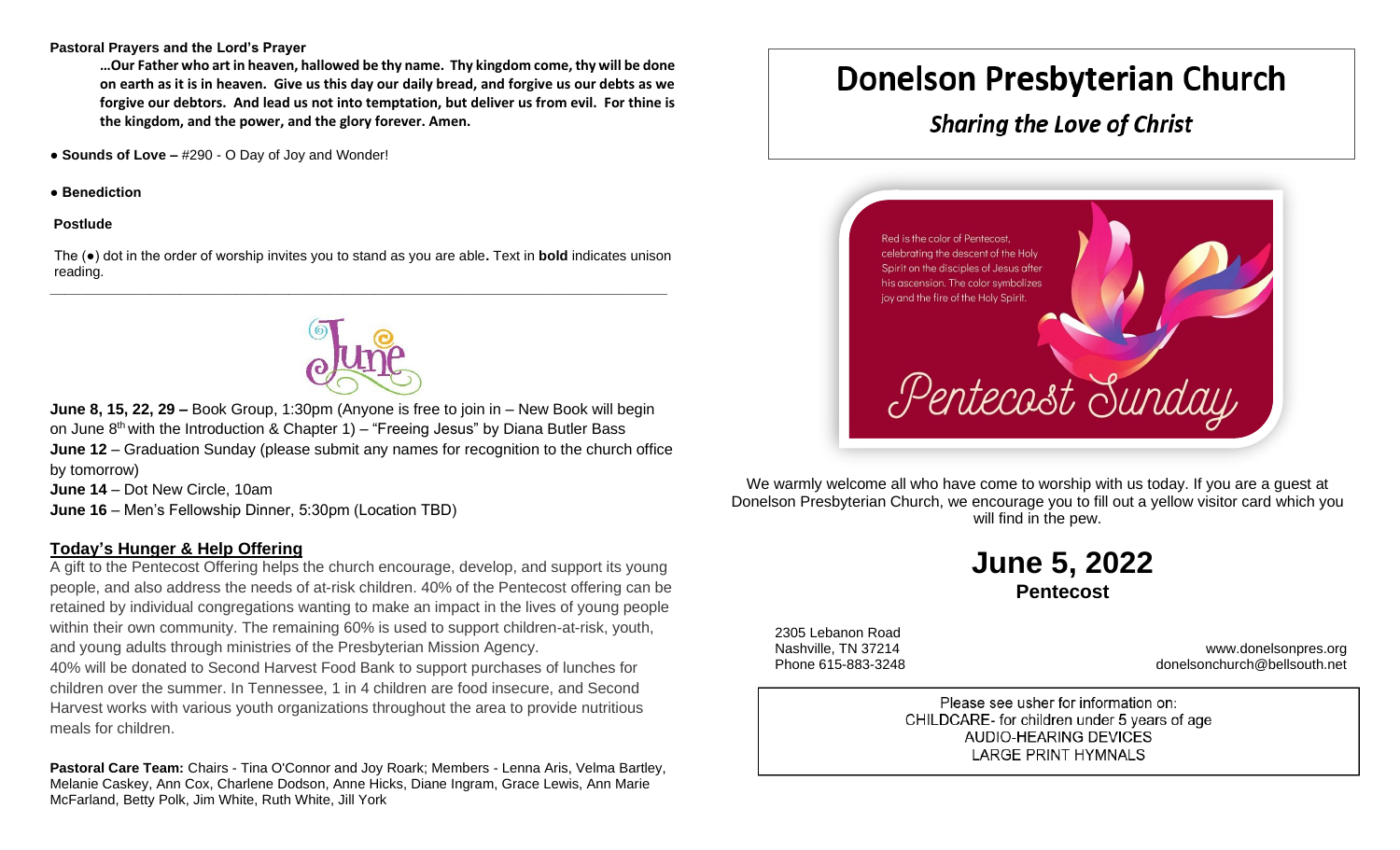**Pastoral Prayers and the Lord's Prayer**

**...Our Father who art in heaven, hallowed be thy name. Thy kingdom come, thy will be done on earth as it is in heaven. Give us this day our daily bread, and forgive us our debts as we forgive our debtors. And lead us not into temptation, but deliver us from evil. For thine is the kingdom, and the power, and the glory forever. Amen.**

● **Sounds of Love –** #290 - O Day of Joy and Wonder!

● **Benediction**

**Postlude**

The (●) dot in the order of worship invites you to stand as you are able**.** Text in **bold** indicates unison reading.

June

**June 8, 15, 22, 29 –** Book Group, 1:30pm (Anyone is free to join in – New Book will begin on June 8th with the Introduction & Chapter 1) – "Freeing Jesus" by Diana Butler Bass
**June 12** – Graduation Sunday (please submit any names for recognition to the church office by tomorrow)
**June 14** – Dot New Circle, 10am
**June 16** – Men's Fellowship Dinner, 5:30pm (Location TBD)

## Today's Hunger & Help Offering

A gift to the Pentecost Offering helps the church encourage, develop, and support its young people, and also address the needs of at-risk children. 40% of the Pentecost offering can be retained by individual congregations wanting to make an impact in the lives of young people within their own community. The remaining 60% is used to support children-at-risk, youth, and young adults through ministries of the Presbyterian Mission Agency.
40% will be donated to Second Harvest Food Bank to support purchases of lunches for children over the summer. In Tennessee, 1 in 4 children are food insecure, and Second Harvest works with various youth organizations throughout the area to provide nutritious meals for children.

**Pastoral Care Team:** Chairs - Tina O'Connor and Joy Roark; Members - Lenna Aris, Velma Bartley, Melanie Caskey, Ann Cox, Charlene Dodson, Anne Hicks, Diane Ingram, Grace Lewis, Ann Marie McFarland, Betty Polk, Jim White, Ruth White, Jill York

# Donelson Presbyterian Church

*Sharing the Love of Christ*

Red is the color of Pentecost, celebrating the descent of the Holy Spirit on the disciples of Jesus after his ascension. The color symbolizes joy and the fire of the Holy Spirit.

Pentecost Sunday

We warmly welcome all who have come to worship with us today. If you are a guest at Donelson Presbyterian Church, we encourage you to fill out a yellow visitor card which you will find in the pew.

## June 5, 2022

**Pentecost**

2305 Lebanon Road
Nashville, TN 37214
Phone 615-883-3248

www.donelsonpres.org
donelsonchurch@bellsouth.net

Please see usher for information on:
CHILDCARE- for children under 5 years of age
AUDIO-HEARING DEVICES
LARGE PRINT HYMNALS